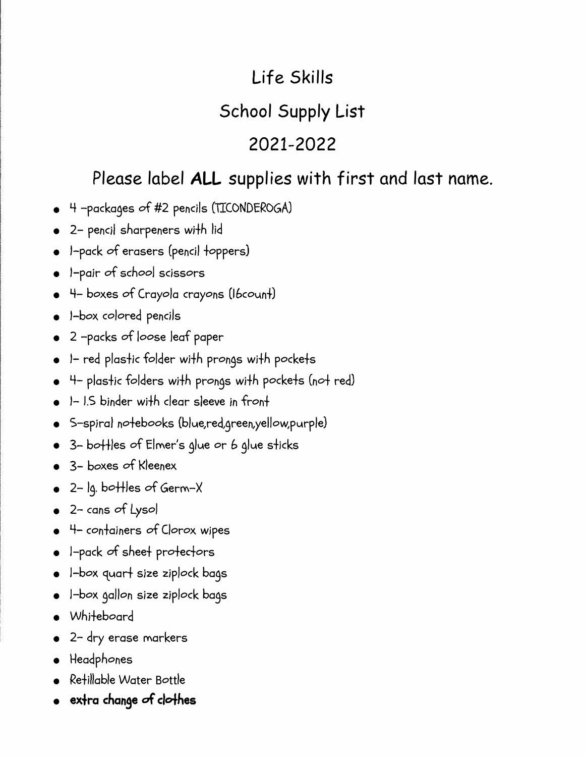# Life Skills

## School Supply List

## 2021-2022

## Please label **ALL** supplies with first and last name.

- 4 -packages of #2 pencils (TICONDEROGA)
- 2- pencil sharpeners with lid
- 1-pack of erasers (pencil toppers)
- 1-pair of school scissors
- 4- boxes of Crayola crayons (16count)
- 1-box colored pencils
- 2 -packs of loose leaf paper
- 1- red plastic folder with prongs with pockets
- 4- plastic folders with prongs with pockets (not red)
- 1- 1.5 binder with clear sleeve in front
- 5-spiral notebooks (blue,red,green,yellow,purple)
- 3- bottles of Elmer's glue or 6 glue sticks
- 3- boxes of Kleenex
- 2- lg. bottles of Germ-X
- 2- cans of Lysol
- 4- containers of Clorox wipes
- 1-pack of sheet protectors
- 1-box quart size ziplock bags
- 1-box gallon size ziplock bags
- Whiteboard
- 2- dry erase markers
- Headphones
- Refillable Water Bottle
- **extra change of clothes**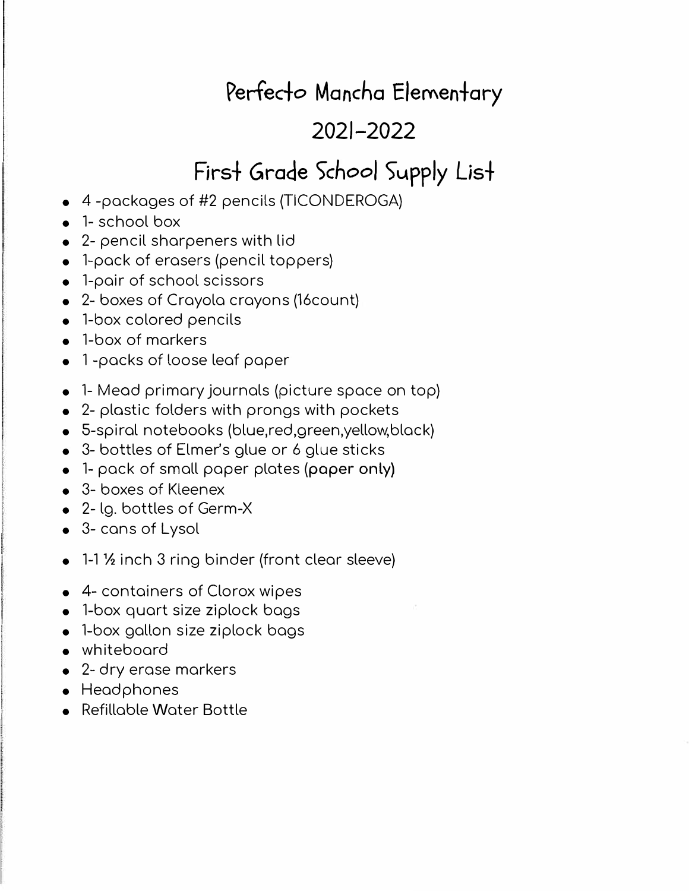# Perfecto Mancha Elementary

# 2021-2022

# First Grade School Supply List

- 4 -packages of #2 pencils (TICONDEROGA)
- 1- school box
- 2- pencil sharpeners with lid
- 1-pack of erasers (pencil toppers)
- 1-pair of school scissors
- 2- boxes of Crayola crayons (16count)
- 1-box colored pencils
- 1-box of markers
- 1 -packs of loose leaf paper
- 1- Mead primary journals (picture space on top)
- 2- plastic folders with prongs with pockets
- 5-spiral notebooks (blue,red,green,yellow,black)
- 3- bottles of Elmer's glue or 6 glue sticks
- 1- pack of small paper plates (**paper only**)
- 3- boxes of Kleenex
- 2- lg. bottles of Germ-X
- 3- cans of Lysol
- 1-1 ½ inch 3 ring binder (front clear sleeve)
- 4- containers of Clorox wipes
- 1-box quart size ziplock bags
- 1-box gallon size ziplock bags
- whiteboard
- 2- dry erase markers
- Headphones
- Refillable Water Bottle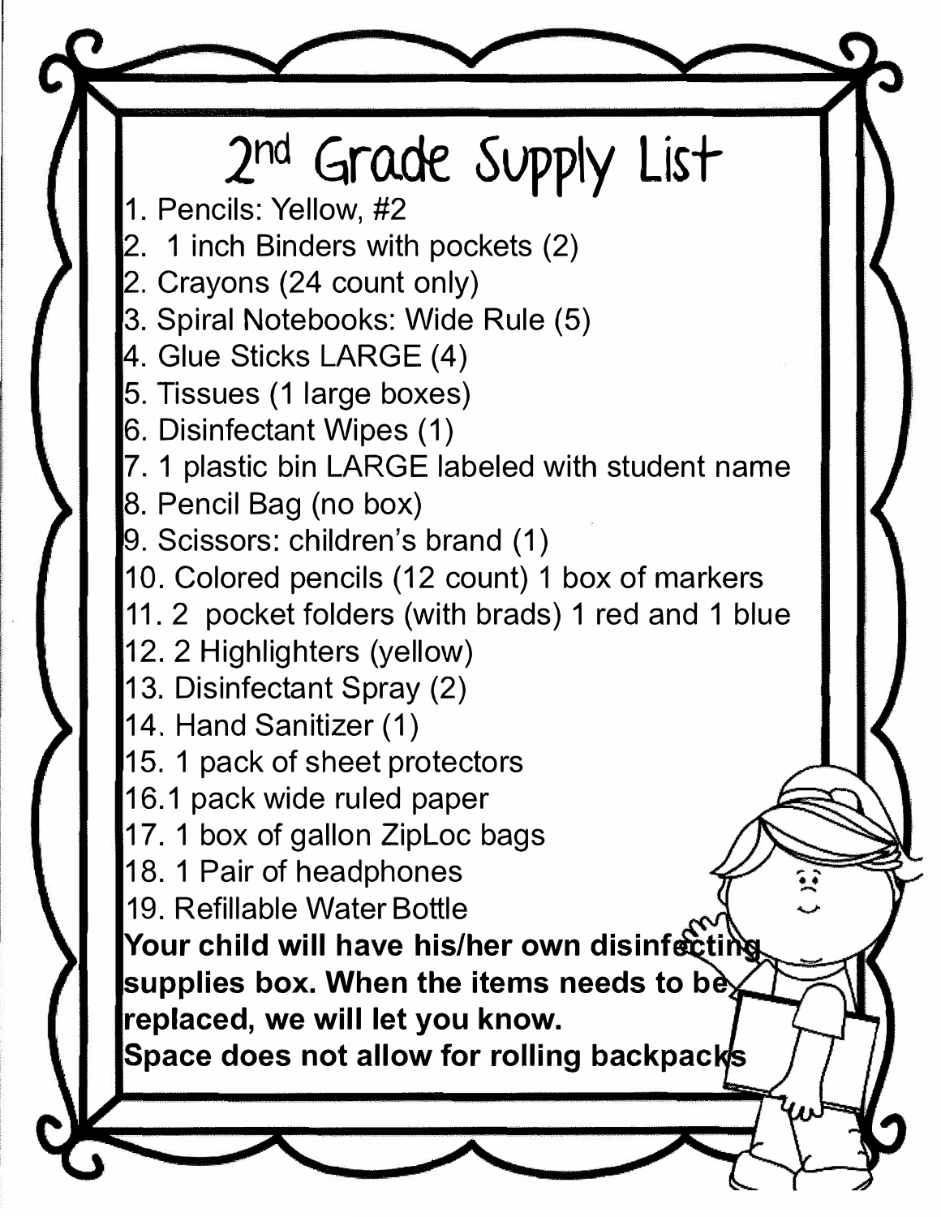# 2nd Grade Supply List

1. Pencils: Yellow, #2
2. 1 inch Binders with pockets (2)
2. Crayons (24 count only)
3. Spiral Notebooks: Wide Rule (5)
4. Glue Sticks LARGE (4)
5. Tissues (1 large boxes)
6. Disinfectant Wipes (1)
7. 1 plastic bin LARGE labeled with student name
8. Pencil Bag (no box)
9. Scissors: children's brand (1)
10. Colored pencils (12 count) 1 box of markers
11. 2 pocket folders (with brads) 1 red and 1 blue
12. 2 Highlighters (yellow)
13. Disinfectant Spray (2)
14. Hand Sanitizer (1)
15. 1 pack of sheet protectors
16.1 pack wide ruled paper
17. 1 box of gallon ZipLoc bags
18. 1 Pair of headphones
19. Refillable Water Bottle

**Your child will have his/her own disinfecting supplies box. When the items needs to be replaced, we will let you know.**

**Space does not allow for rolling backpacks**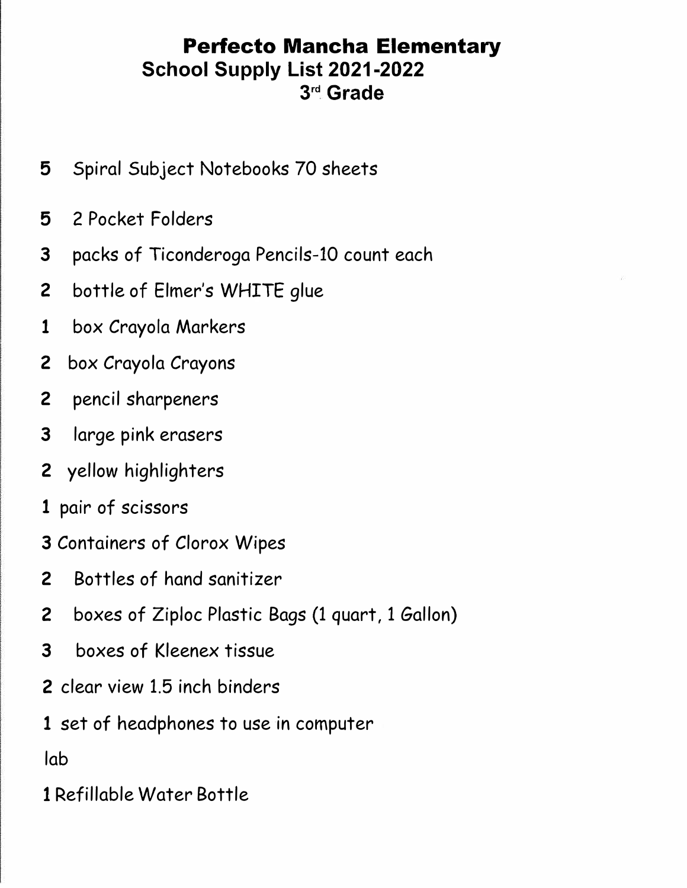# Perfecto Mancha Elementary

## School Supply List 2021-2022

## 3rd Grade

**5** Spiral Subject Notebooks 70 sheets

**5** 2 Pocket Folders

**3** packs of Ticonderoga Pencils-10 count each

**2** bottle of Elmer's WHITE glue

**1** box Crayola Markers

**2** box Crayola Crayons

**2** pencil sharpeners

**3** large pink erasers

**2** yellow highlighters

**1** pair of scissors

**3** Containers of Clorox Wipes

**2** Bottles of hand sanitizer

**2** boxes of Ziploc Plastic Bags (1 quart, 1 Gallon)

**3** boxes of Kleenex tissue

**2** clear view 1.5 inch binders

**1** set of headphones to use in computer lab

**1** Refillable Water Bottle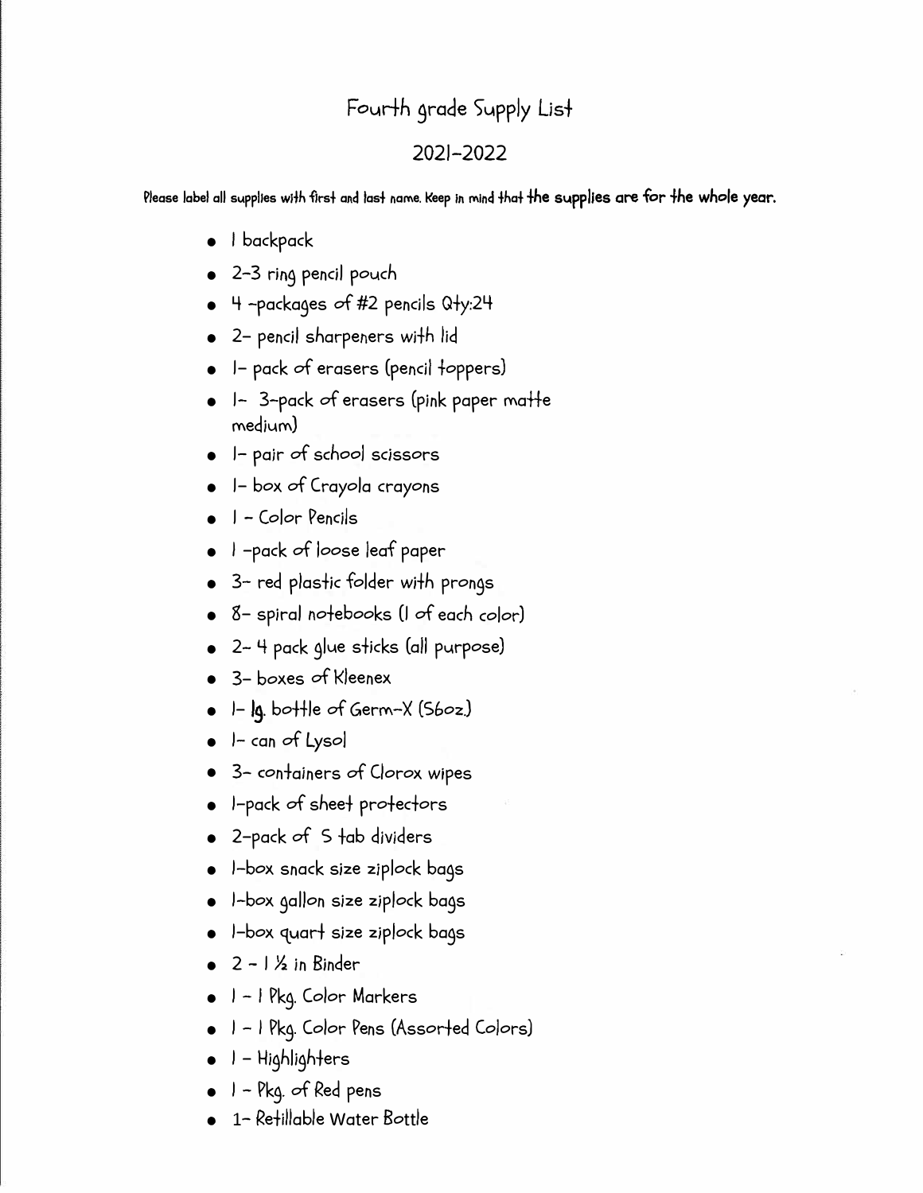# Fourth grade Supply List

## 2021-2022

Please label all supplies with first and last name. Keep in mind that **the supplies are for the whole year.**

- 1 backpack
- 2-3 ring pencil pouch
- 4 -packages of #2 pencils Qty:24
- 2- pencil sharpeners with lid
- 1- pack of erasers (pencil toppers)
- 1- 3-pack of erasers (pink paper matte medium)
- 1- pair of school scissors
- 1- box of Crayola crayons
- 1 - Color Pencils
- 1 -pack of loose leaf paper
- 3- red plastic folder with prongs
- 8- spiral notebooks (1 of each color)
- 2- 4 pack glue sticks (all purpose)
- 3- boxes of Kleenex
- 1- lg. bottle of Germ-X (56oz.)
- 1- can of Lysol
- 3- containers of Clorox wipes
- 1-pack of sheet protectors
- 2-pack of 5 tab dividers
- 1-box snack size ziplock bags
- 1-box gallon size ziplock bags
- 1-box quart size ziplock bags
- 2 - 1 ½ in Binder
- 1 - 1 Pkg. Color Markers
- 1 - 1 Pkg. Color Pens (Assorted Colors)
- 1 - Highlighters
- 1 - Pkg. of Red pens
- 1- Refillable Water Bottle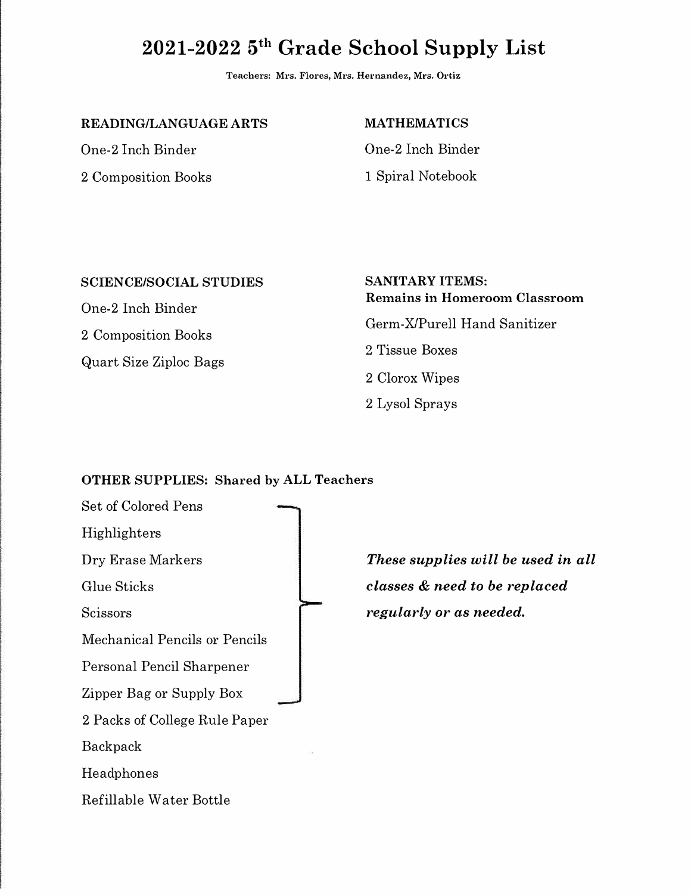# 2021-2022 5th Grade School Supply List

**Teachers: Mrs. Flores, Mrs. Hernandez, Mrs. Ortiz**

**READING/LANGUAGE ARTS**

One-2 Inch Binder

2 Composition Books

**MATHEMATICS**

One-2 Inch Binder

1 Spiral Notebook

**SCIENCE/SOCIAL STUDIES**

One-2 Inch Binder

2 Composition Books

Quart Size Ziploc Bags

**SANITARY ITEMS:**
**Remains in Homeroom Classroom**

Germ-X/Purell Hand Sanitizer

2 Tissue Boxes

2 Clorox Wipes

2 Lysol Sprays

**OTHER SUPPLIES: Shared by ALL Teachers**

Set of Colored Pens

Highlighters

Dry Erase Markers

Glue Sticks

Scissors

Mechanical Pencils or Pencils

Personal Pencil Sharpener

Zipper Bag or Supply Box

***These supplies will be used in all classes & need to be replaced regularly or as needed.***

2 Packs of College Rule Paper

Backpack

Headphones

Refillable Water Bottle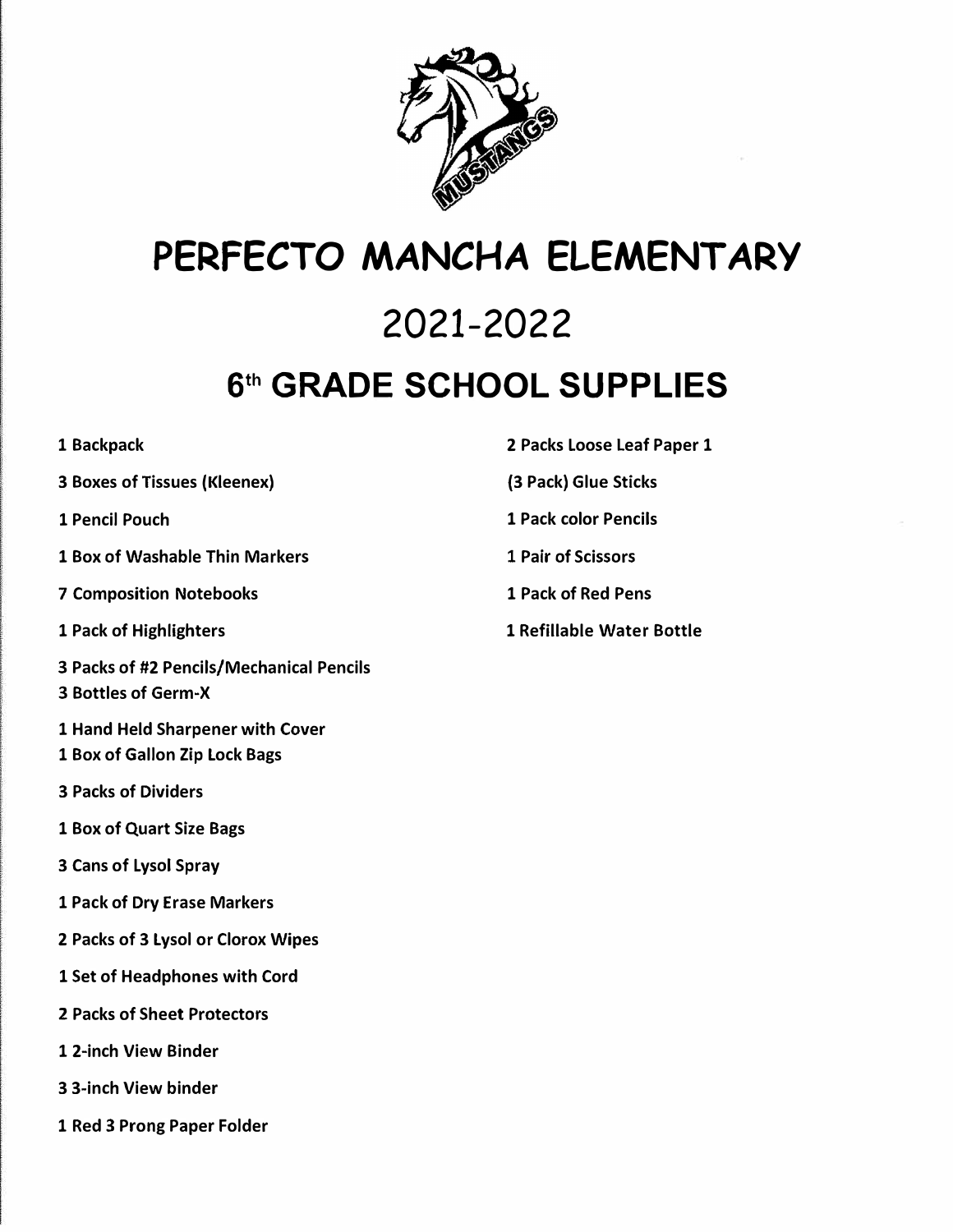# PERFECTO MANCHA ELEMENTARY

# 2021-2022

## 6th GRADE SCHOOL SUPPLIES

**1 Backpack**

**3 Boxes of Tissues (Kleenex)**

**1 Pencil Pouch**

**1 Box of Washable Thin Markers**

**7 Composition Notebooks**

**1 Pack of Highlighters**

**3 Packs of #2 Pencils/Mechanical Pencils**
**3 Bottles of Germ-X**

**1 Hand Held Sharpener with Cover**
**1 Box of Gallon Zip Lock Bags**

**3 Packs of Dividers**

**1 Box of Quart Size Bags**

**3 Cans of Lysol Spray**

**1 Pack of Dry Erase Markers**

**2 Packs of 3 Lysol or Clorox Wipes**

**1 Set of Headphones with Cord**

**2 Packs of Sheet Protectors**

**1 2-inch View Binder**

**3 3-inch View binder**

**1 Red 3 Prong Paper Folder**

**2 Packs Loose Leaf Paper 1**

**(3 Pack) Glue Sticks**

**1 Pack color Pencils**

**1 Pair of Scissors**

**1 Pack of Red Pens**

**1 Refillable Water Bottle**